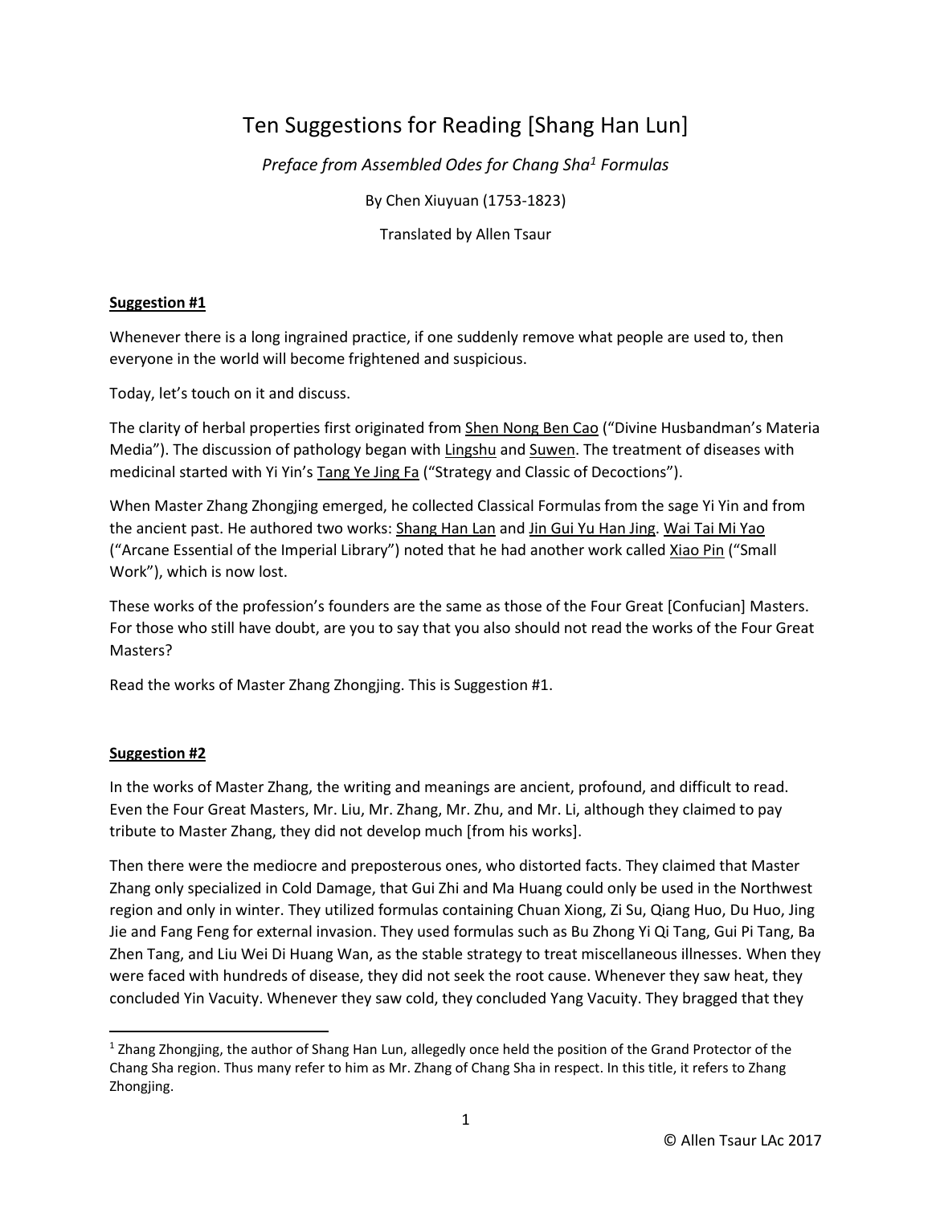# Ten Suggestions for Reading [Shang Han Lun]

*Preface from Assembled Odes for Chang Sha[1] Formulas*

By Chen Xiuyuan (1753-1823)

Translated by Allen Tsaur

**Suggestion #1**

Whenever there is a long ingrained practice, if one suddenly remove what people are used to, then everyone in the world will become frightened and suspicious.

Today, let's touch on it and discuss.

The clarity of herbal properties first originated from Shen Nong Ben Cao ("Divine Husbandman's Materia Media"). The discussion of pathology began with Lingshu and Suwen. The treatment of diseases with medicinal started with Yi Yin's Tang Ye Jing Fa ("Strategy and Classic of Decoctions").

When Master Zhang Zhongjing emerged, he collected Classical Formulas from the sage Yi Yin and from the ancient past. He authored two works: Shang Han Lan and Jin Gui Yu Han Jing. Wai Tai Mi Yao ("Arcane Essential of the Imperial Library") noted that he had another work called Xiao Pin ("Small Work"), which is now lost.

These works of the profession's founders are the same as those of the Four Great [Confucian] Masters. For those who still have doubt, are you to say that you also should not read the works of the Four Great Masters?

Read the works of Master Zhang Zhongjing. This is Suggestion #1.

**Suggestion #2**

In the works of Master Zhang, the writing and meanings are ancient, profound, and difficult to read. Even the Four Great Masters, Mr. Liu, Mr. Zhang, Mr. Zhu, and Mr. Li, although they claimed to pay tribute to Master Zhang, they did not develop much [from his works].

Then there were the mediocre and preposterous ones, who distorted facts. They claimed that Master Zhang only specialized in Cold Damage, that Gui Zhi and Ma Huang could only be used in the Northwest region and only in winter. They utilized formulas containing Chuan Xiong, Zi Su, Qiang Huo, Du Huo, Jing Jie and Fang Feng for external invasion. They used formulas such as Bu Zhong Yi Qi Tang, Gui Pi Tang, Ba Zhen Tang, and Liu Wei Di Huang Wan, as the stable strategy to treat miscellaneous illnesses. When they were faced with hundreds of disease, they did not seek the root cause. Whenever they saw heat, they concluded Yin Vacuity. Whenever they saw cold, they concluded Yang Vacuity. They bragged that they

[1] Zhang Zhongjing, the author of Shang Han Lun, allegedly once held the position of the Grand Protector of the Chang Sha region. Thus many refer to him as Mr. Zhang of Chang Sha in respect. In this title, it refers to Zhang Zhongjing.

© Allen Tsaur LAc 2017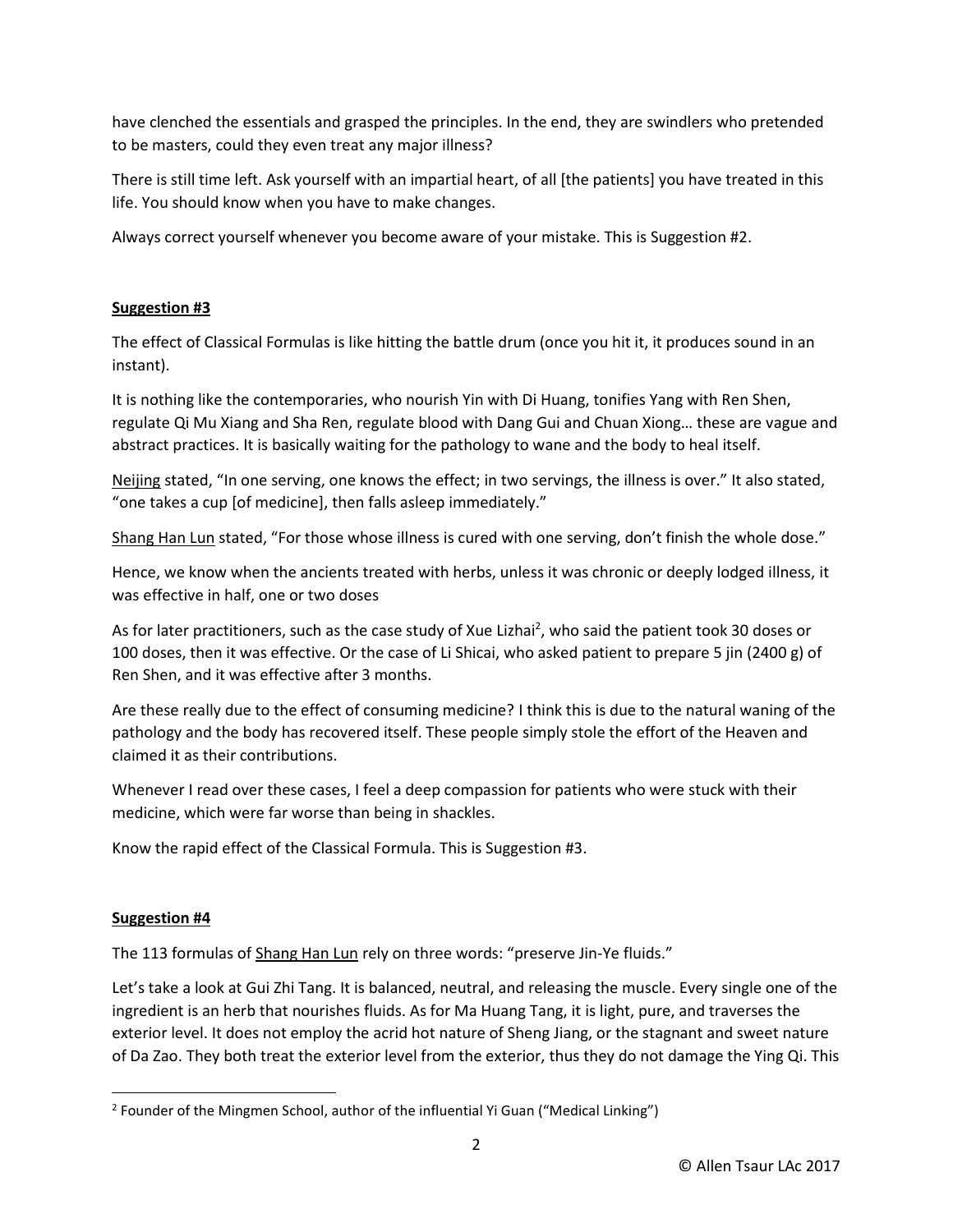have clenched the essentials and grasped the principles. In the end, they are swindlers who pretended to be masters, could they even treat any major illness?

There is still time left. Ask yourself with an impartial heart, of all [the patients] you have treated in this life. You should know when you have to make changes.

Always correct yourself whenever you become aware of your mistake. This is Suggestion #2.

## Suggestion #3

The effect of Classical Formulas is like hitting the battle drum (once you hit it, it produces sound in an instant).

It is nothing like the contemporaries, who nourish Yin with Di Huang, tonifies Yang with Ren Shen, regulate Qi Mu Xiang and Sha Ren, regulate blood with Dang Gui and Chuan Xiong… these are vague and abstract practices. It is basically waiting for the pathology to wane and the body to heal itself.

Neijing stated, "In one serving, one knows the effect; in two servings, the illness is over." It also stated, "one takes a cup [of medicine], then falls asleep immediately."

Shang Han Lun stated, "For those whose illness is cured with one serving, don't finish the whole dose."

Hence, we know when the ancients treated with herbs, unless it was chronic or deeply lodged illness, it was effective in half, one or two doses

As for later practitioners, such as the case study of Xue Lizhai[2], who said the patient took 30 doses or 100 doses, then it was effective. Or the case of Li Shicai, who asked patient to prepare 5 jin (2400 g) of Ren Shen, and it was effective after 3 months.

Are these really due to the effect of consuming medicine? I think this is due to the natural waning of the pathology and the body has recovered itself. These people simply stole the effort of the Heaven and claimed it as their contributions.

Whenever I read over these cases, I feel a deep compassion for patients who were stuck with their medicine, which were far worse than being in shackles.

Know the rapid effect of the Classical Formula. This is Suggestion #3.

## Suggestion #4

The 113 formulas of Shang Han Lun rely on three words: "preserve Jin-Ye fluids."

Let's take a look at Gui Zhi Tang. It is balanced, neutral, and releasing the muscle. Every single one of the ingredient is an herb that nourishes fluids. As for Ma Huang Tang, it is light, pure, and traverses the exterior level. It does not employ the acrid hot nature of Sheng Jiang, or the stagnant and sweet nature of Da Zao. They both treat the exterior level from the exterior, thus they do not damage the Ying Qi. This

[2] Founder of the Mingmen School, author of the influential Yi Guan ("Medical Linking")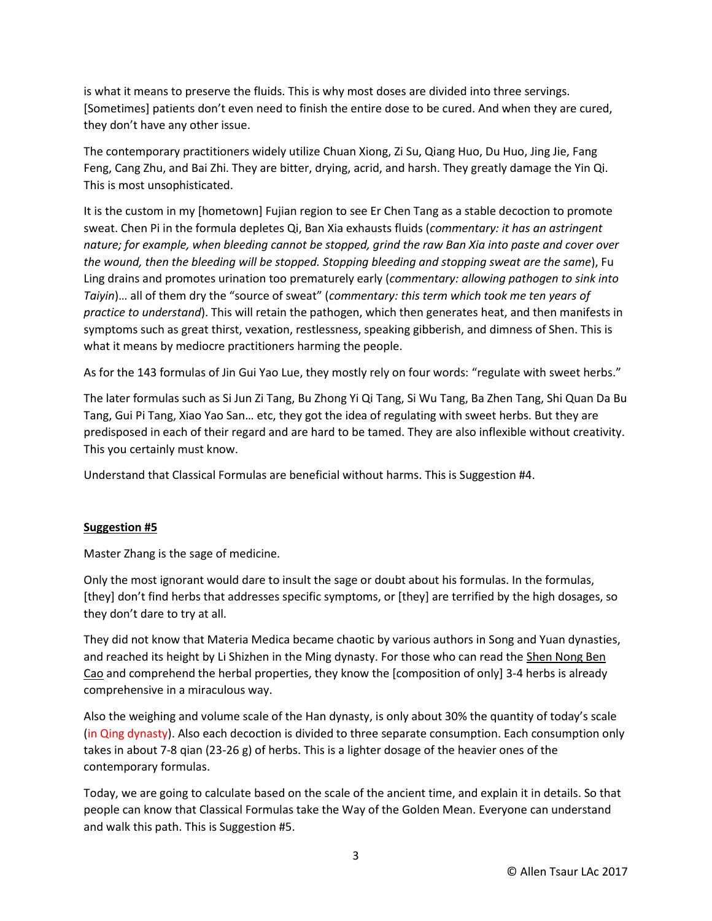is what it means to preserve the fluids. This is why most doses are divided into three servings. [Sometimes] patients don't even need to finish the entire dose to be cured. And when they are cured, they don't have any other issue.

The contemporary practitioners widely utilize Chuan Xiong, Zi Su, Qiang Huo, Du Huo, Jing Jie, Fang Feng, Cang Zhu, and Bai Zhi. They are bitter, drying, acrid, and harsh. They greatly damage the Yin Qi. This is most unsophisticated.

It is the custom in my [hometown] Fujian region to see Er Chen Tang as a stable decoction to promote sweat. Chen Pi in the formula depletes Qi, Ban Xia exhausts fluids (*commentary: it has an astringent nature; for example, when bleeding cannot be stopped, grind the raw Ban Xia into paste and cover over the wound, then the bleeding will be stopped. Stopping bleeding and stopping sweat are the same*), Fu Ling drains and promotes urination too prematurely early (*commentary: allowing pathogen to sink into Taiyin*)… all of them dry the "source of sweat" (*commentary: this term which took me ten years of practice to understand*). This will retain the pathogen, which then generates heat, and then manifests in symptoms such as great thirst, vexation, restlessness, speaking gibberish, and dimness of Shen. This is what it means by mediocre practitioners harming the people.

As for the 143 formulas of Jin Gui Yao Lue, they mostly rely on four words: "regulate with sweet herbs."

The later formulas such as Si Jun Zi Tang, Bu Zhong Yi Qi Tang, Si Wu Tang, Ba Zhen Tang, Shi Quan Da Bu Tang, Gui Pi Tang, Xiao Yao San… etc, they got the idea of regulating with sweet herbs. But they are predisposed in each of their regard and are hard to be tamed. They are also inflexible without creativity. This you certainly must know.

Understand that Classical Formulas are beneficial without harms. This is Suggestion #4.

## Suggestion #5

Master Zhang is the sage of medicine.

Only the most ignorant would dare to insult the sage or doubt about his formulas. In the formulas, [they] don't find herbs that addresses specific symptoms, or [they] are terrified by the high dosages, so they don't dare to try at all.

They did not know that Materia Medica became chaotic by various authors in Song and Yuan dynasties, and reached its height by Li Shizhen in the Ming dynasty. For those who can read the Shen Nong Ben Cao and comprehend the herbal properties, they know the [composition of only] 3-4 herbs is already comprehensive in a miraculous way.

Also the weighing and volume scale of the Han dynasty, is only about 30% the quantity of today's scale (in Qing dynasty). Also each decoction is divided to three separate consumption. Each consumption only takes in about 7-8 qian (23-26 g) of herbs. This is a lighter dosage of the heavier ones of the contemporary formulas.

Today, we are going to calculate based on the scale of the ancient time, and explain it in details. So that people can know that Classical Formulas take the Way of the Golden Mean. Everyone can understand and walk this path. This is Suggestion #5.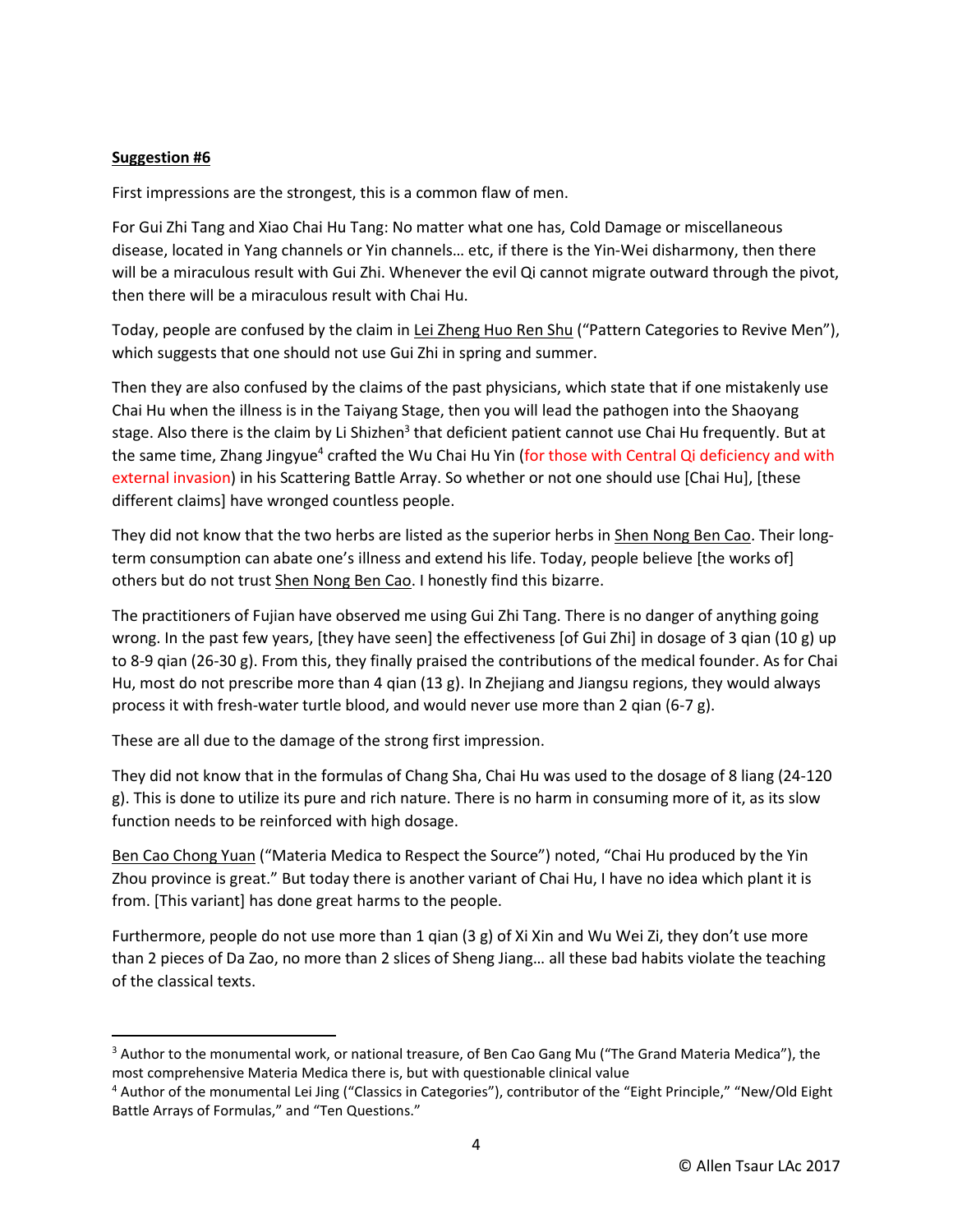**Suggestion #6**

First impressions are the strongest, this is a common flaw of men.

For Gui Zhi Tang and Xiao Chai Hu Tang: No matter what one has, Cold Damage or miscellaneous disease, located in Yang channels or Yin channels… etc, if there is the Yin-Wei disharmony, then there will be a miraculous result with Gui Zhi. Whenever the evil Qi cannot migrate outward through the pivot, then there will be a miraculous result with Chai Hu.

Today, people are confused by the claim in Lei Zheng Huo Ren Shu ("Pattern Categories to Revive Men"), which suggests that one should not use Gui Zhi in spring and summer.

Then they are also confused by the claims of the past physicians, which state that if one mistakenly use Chai Hu when the illness is in the Taiyang Stage, then you will lead the pathogen into the Shaoyang stage. Also there is the claim by Li Shizhen[3] that deficient patient cannot use Chai Hu frequently. But at the same time, Zhang Jingyue[4] crafted the Wu Chai Hu Yin (for those with Central Qi deficiency and with external invasion) in his Scattering Battle Array. So whether or not one should use [Chai Hu], [these different claims] have wronged countless people.

They did not know that the two herbs are listed as the superior herbs in Shen Nong Ben Cao. Their long-term consumption can abate one's illness and extend his life. Today, people believe [the works of] others but do not trust Shen Nong Ben Cao. I honestly find this bizarre.

The practitioners of Fujian have observed me using Gui Zhi Tang. There is no danger of anything going wrong. In the past few years, [they have seen] the effectiveness [of Gui Zhi] in dosage of 3 qian (10 g) up to 8-9 qian (26-30 g). From this, they finally praised the contributions of the medical founder. As for Chai Hu, most do not prescribe more than 4 qian (13 g). In Zhejiang and Jiangsu regions, they would always process it with fresh-water turtle blood, and would never use more than 2 qian (6-7 g).

These are all due to the damage of the strong first impression.

They did not know that in the formulas of Chang Sha, Chai Hu was used to the dosage of 8 liang (24-120 g). This is done to utilize its pure and rich nature. There is no harm in consuming more of it, as its slow function needs to be reinforced with high dosage.

Ben Cao Chong Yuan ("Materia Medica to Respect the Source") noted, "Chai Hu produced by the Yin Zhou province is great." But today there is another variant of Chai Hu, I have no idea which plant it is from. [This variant] has done great harms to the people.

Furthermore, people do not use more than 1 qian (3 g) of Xi Xin and Wu Wei Zi, they don't use more than 2 pieces of Da Zao, no more than 2 slices of Sheng Jiang… all these bad habits violate the teaching of the classical texts.

---

[3] Author to the monumental work, or national treasure, of Ben Cao Gang Mu ("The Grand Materia Medica"), the most comprehensive Materia Medica there is, but with questionable clinical value

[4] Author of the monumental Lei Jing ("Classics in Categories"), contributor of the "Eight Principle," "New/Old Eight Battle Arrays of Formulas," and "Ten Questions."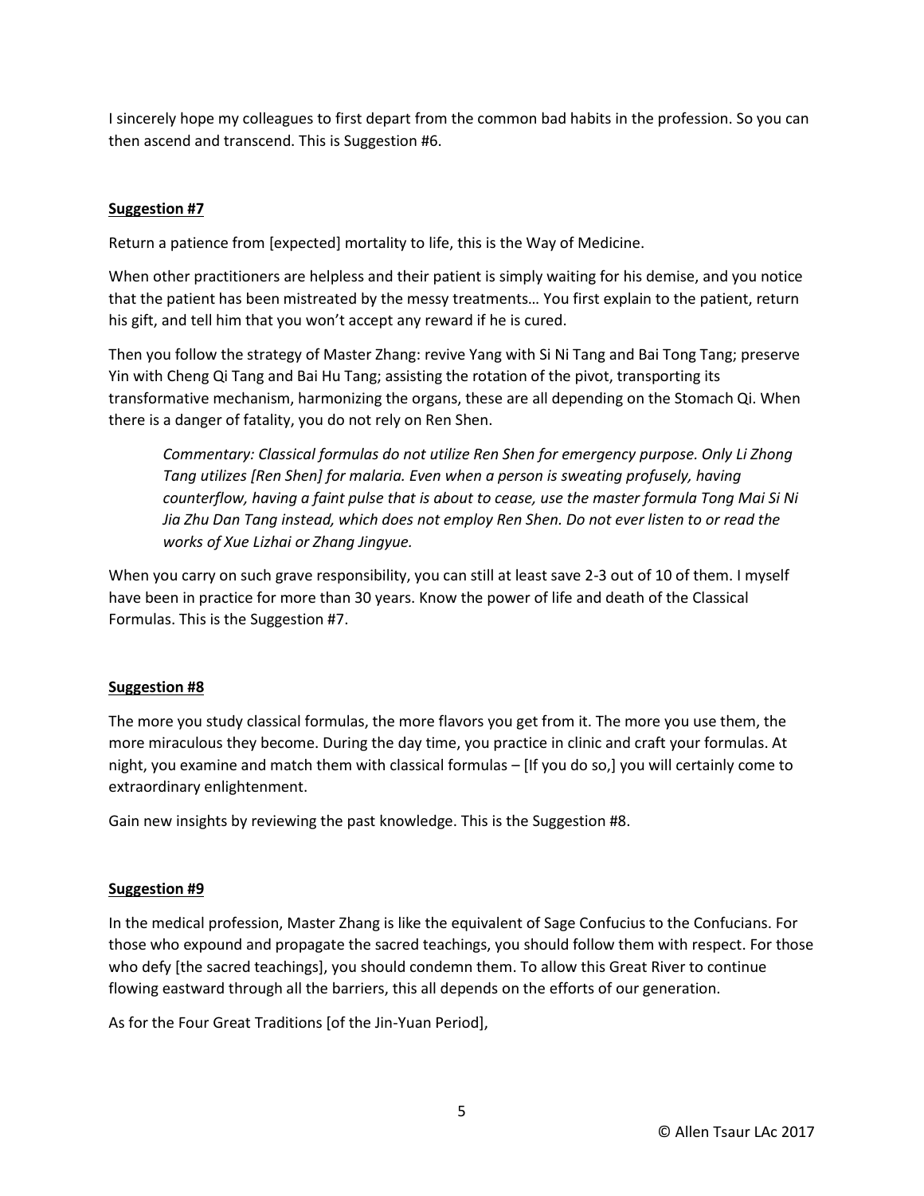I sincerely hope my colleagues to first depart from the common bad habits in the profession. So you can then ascend and transcend. This is Suggestion #6.

**Suggestion #7**

Return a patience from [expected] mortality to life, this is the Way of Medicine.

When other practitioners are helpless and their patient is simply waiting for his demise, and you notice that the patient has been mistreated by the messy treatments… You first explain to the patient, return his gift, and tell him that you won't accept any reward if he is cured.

Then you follow the strategy of Master Zhang: revive Yang with Si Ni Tang and Bai Tong Tang; preserve Yin with Cheng Qi Tang and Bai Hu Tang; assisting the rotation of the pivot, transporting its transformative mechanism, harmonizing the organs, these are all depending on the Stomach Qi. When there is a danger of fatality, you do not rely on Ren Shen.

> *Commentary: Classical formulas do not utilize Ren Shen for emergency purpose. Only Li Zhong Tang utilizes [Ren Shen] for malaria. Even when a person is sweating profusely, having counterflow, having a faint pulse that is about to cease, use the master formula Tong Mai Si Ni Jia Zhu Dan Tang instead, which does not employ Ren Shen. Do not ever listen to or read the works of Xue Lizhai or Zhang Jingyue.*

When you carry on such grave responsibility, you can still at least save 2-3 out of 10 of them. I myself have been in practice for more than 30 years. Know the power of life and death of the Classical Formulas. This is the Suggestion #7.

**Suggestion #8**

The more you study classical formulas, the more flavors you get from it. The more you use them, the more miraculous they become. During the day time, you practice in clinic and craft your formulas. At night, you examine and match them with classical formulas – [If you do so,] you will certainly come to extraordinary enlightenment.

Gain new insights by reviewing the past knowledge. This is the Suggestion #8.

**Suggestion #9**

In the medical profession, Master Zhang is like the equivalent of Sage Confucius to the Confucians. For those who expound and propagate the sacred teachings, you should follow them with respect. For those who defy [the sacred teachings], you should condemn them. To allow this Great River to continue flowing eastward through all the barriers, this all depends on the efforts of our generation.

As for the Four Great Traditions [of the Jin-Yuan Period],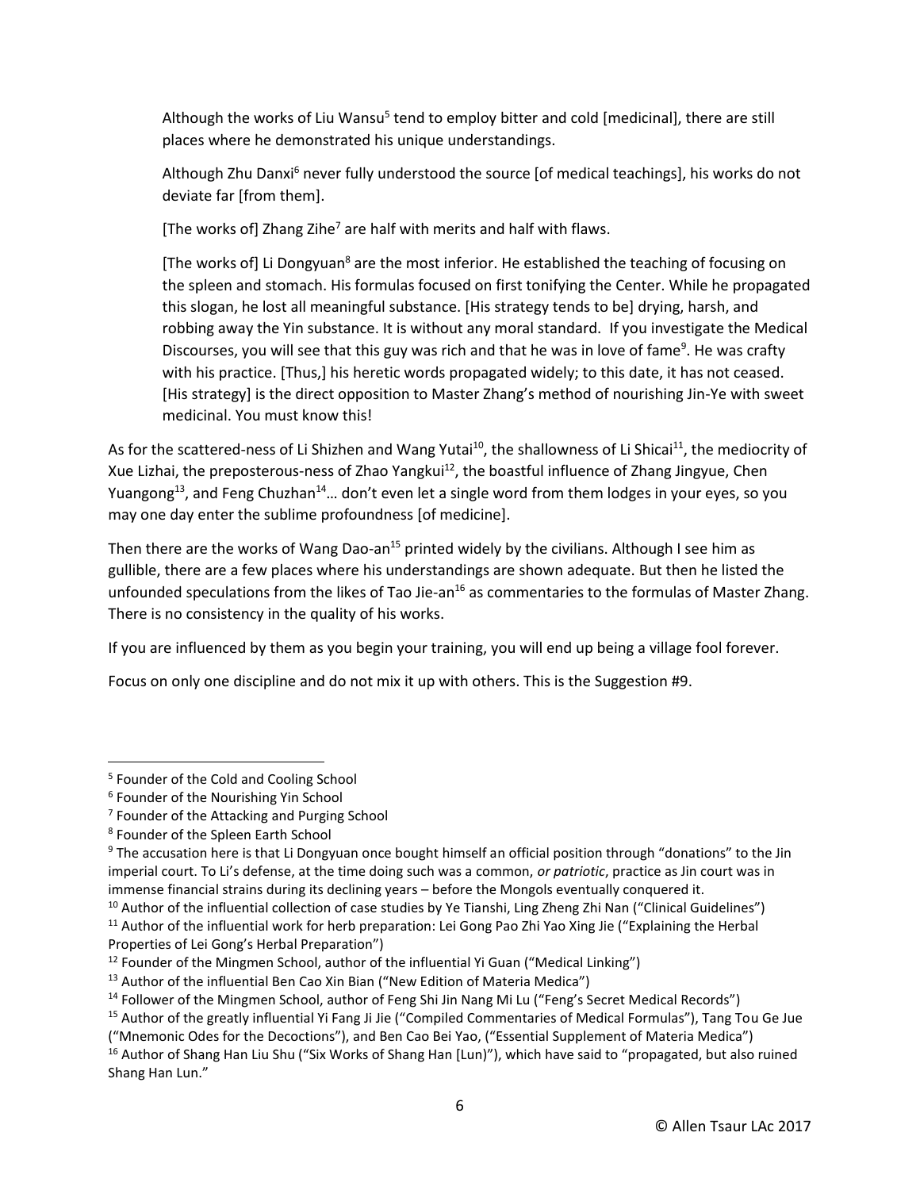> Although the works of Liu Wansu[5] tend to employ bitter and cold [medicinal], there are still places where he demonstrated his unique understandings.
>
> Although Zhu Danxi[6] never fully understood the source [of medical teachings], his works do not deviate far [from them].
>
> [The works of] Zhang Zihe[7] are half with merits and half with flaws.
>
> [The works of] Li Dongyuan[8] are the most inferior. He established the teaching of focusing on the spleen and stomach. His formulas focused on first tonifying the Center. While he propagated this slogan, he lost all meaningful substance. [His strategy tends to be] drying, harsh, and robbing away the Yin substance. It is without any moral standard. If you investigate the Medical Discourses, you will see that this guy was rich and that he was in love of fame[9]. He was crafty with his practice. [Thus,] his heretic words propagated widely; to this date, it has not ceased. [His strategy] is the direct opposition to Master Zhang's method of nourishing Jin-Ye with sweet medicinal. You must know this!

As for the scattered-ness of Li Shizhen and Wang Yutai[10], the shallowness of Li Shicai[11], the mediocrity of Xue Lizhai, the preposterous-ness of Zhao Yangkui[12], the boastful influence of Zhang Jingyue, Chen Yuangong[13], and Feng Chuzhan[14]… don't even let a single word from them lodges in your eyes, so you may one day enter the sublime profoundness [of medicine].

Then there are the works of Wang Dao-an[15] printed widely by the civilians. Although I see him as gullible, there are a few places where his understandings are shown adequate. But then he listed the unfounded speculations from the likes of Tao Jie-an[16] as commentaries to the formulas of Master Zhang. There is no consistency in the quality of his works.

If you are influenced by them as you begin your training, you will end up being a village fool forever.

Focus on only one discipline and do not mix it up with others. This is the Suggestion #9.

---

[5] Founder of the Cold and Cooling School

[6] Founder of the Nourishing Yin School

[7] Founder of the Attacking and Purging School

[8] Founder of the Spleen Earth School

[9] The accusation here is that Li Dongyuan once bought himself an official position through "donations" to the Jin imperial court. To Li's defense, at the time doing such was a common, *or patriotic*, practice as Jin court was in immense financial strains during its declining years – before the Mongols eventually conquered it.

[10] Author of the influential collection of case studies by Ye Tianshi, Ling Zheng Zhi Nan ("Clinical Guidelines")

[11] Author of the influential work for herb preparation: Lei Gong Pao Zhi Yao Xing Jie ("Explaining the Herbal Properties of Lei Gong's Herbal Preparation")

[12] Founder of the Mingmen School, author of the influential Yi Guan ("Medical Linking")

[13] Author of the influential Ben Cao Xin Bian ("New Edition of Materia Medica")

[14] Follower of the Mingmen School, author of Feng Shi Jin Nang Mi Lu ("Feng's Secret Medical Records")

[15] Author of the greatly influential Yi Fang Ji Jie ("Compiled Commentaries of Medical Formulas"), Tang Tou Ge Jue ("Mnemonic Odes for the Decoctions"), and Ben Cao Bei Yao, ("Essential Supplement of Materia Medica")

[16] Author of Shang Han Liu Shu ("Six Works of Shang Han [Lun]"), which have said to "propagated, but also ruined Shang Han Lun."

© Allen Tsaur LAc 2017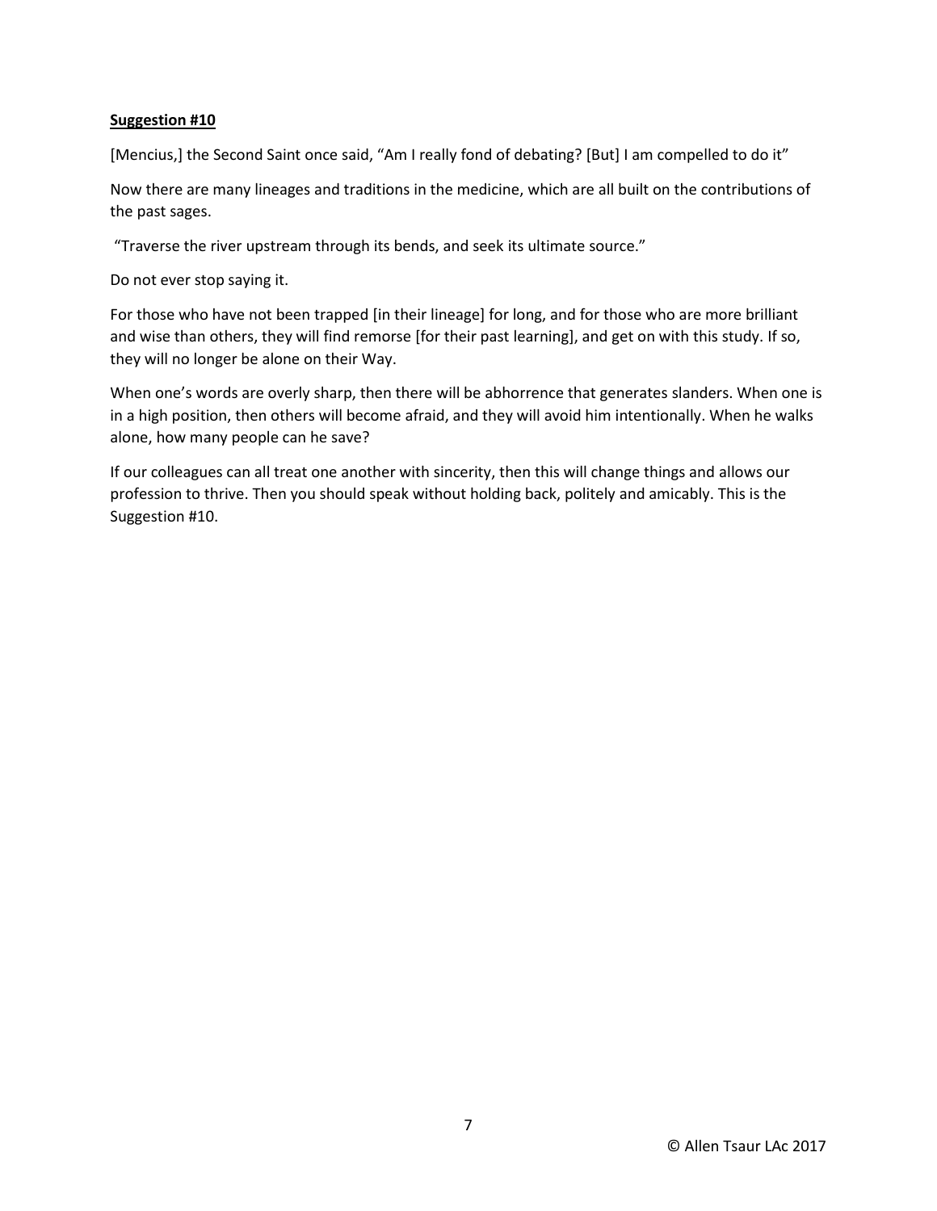**Suggestion #10**

[Mencius,] the Second Saint once said, "Am I really fond of debating? [But] I am compelled to do it"

Now there are many lineages and traditions in the medicine, which are all built on the contributions of the past sages.

"Traverse the river upstream through its bends, and seek its ultimate source."

Do not ever stop saying it.

For those who have not been trapped [in their lineage] for long, and for those who are more brilliant and wise than others, they will find remorse [for their past learning], and get on with this study. If so, they will no longer be alone on their Way.

When one's words are overly sharp, then there will be abhorrence that generates slanders. When one is in a high position, then others will become afraid, and they will avoid him intentionally. When he walks alone, how many people can he save?

If our colleagues can all treat one another with sincerity, then this will change things and allows our profession to thrive. Then you should speak without holding back, politely and amicably. This is the Suggestion #10.

© Allen Tsaur LAc 2017